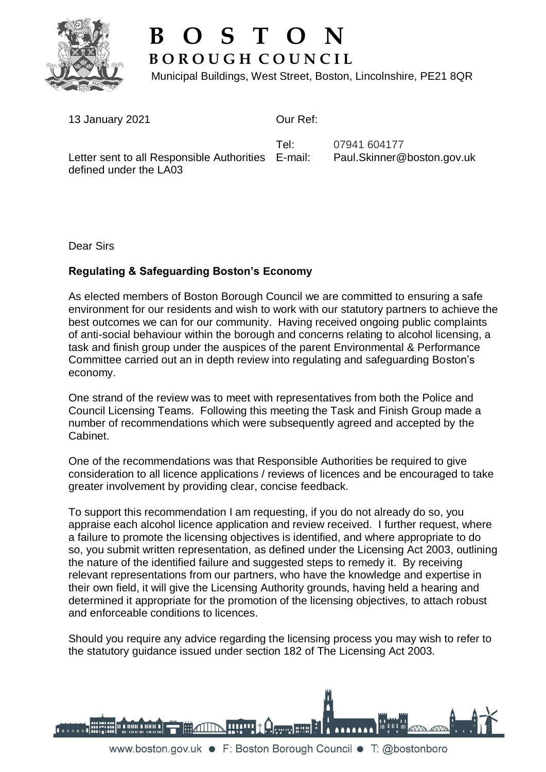# BOSTON
## BOROUGH COUNCIL

Municipal Buildings, West Street, Boston, Lincolnshire, PE21 8QR

13 January 2021

Letter sent to all Responsible Authorities defined under the LA03

Our Ref:

Tel: 07941 604177

E-mail: Paul.Skinner@boston.gov.uk

Dear Sirs

**Regulating & Safeguarding Boston's Economy**

As elected members of Boston Borough Council we are committed to ensuring a safe environment for our residents and wish to work with our statutory partners to achieve the best outcomes we can for our community. Having received ongoing public complaints of anti-social behaviour within the borough and concerns relating to alcohol licensing, a task and finish group under the auspices of the parent Environmental & Performance Committee carried out an in depth review into regulating and safeguarding Boston's economy.

One strand of the review was to meet with representatives from both the Police and Council Licensing Teams. Following this meeting the Task and Finish Group made a number of recommendations which were subsequently agreed and accepted by the Cabinet.

One of the recommendations was that Responsible Authorities be required to give consideration to all licence applications / reviews of licences and be encouraged to take greater involvement by providing clear, concise feedback.

To support this recommendation I am requesting, if you do not already do so, you appraise each alcohol licence application and review received. I further request, where a failure to promote the licensing objectives is identified, and where appropriate to do so, you submit written representation, as defined under the Licensing Act 2003, outlining the nature of the identified failure and suggested steps to remedy it. By receiving relevant representations from our partners, who have the knowledge and expertise in their own field, it will give the Licensing Authority grounds, having held a hearing and determined it appropriate for the promotion of the licensing objectives, to attach robust and enforceable conditions to licences.

Should you require any advice regarding the licensing process you may wish to refer to the statutory guidance issued under section 182 of The Licensing Act 2003.

www.boston.gov.uk ● F: Boston Borough Council ● T: @bostonboro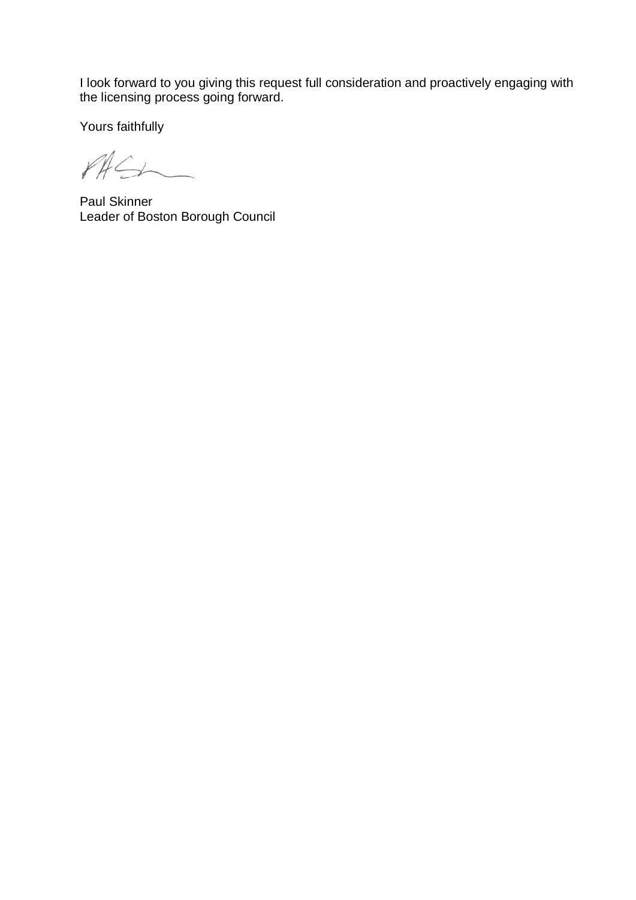I look forward to you giving this request full consideration and proactively engaging with the licensing process going forward.

Yours faithfully

Paul Skinner
Leader of Boston Borough Council